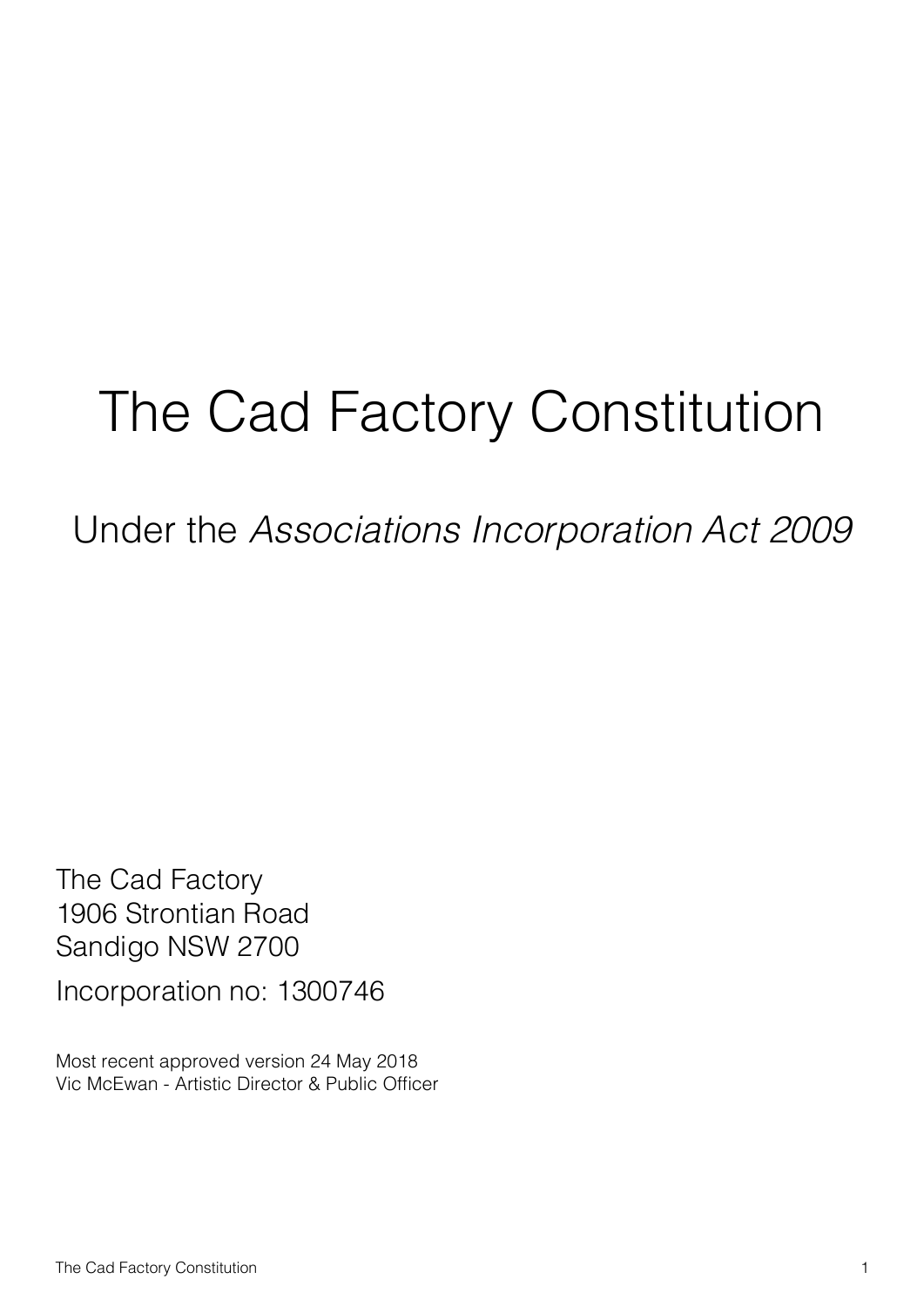# The Cad Factory Constitution

Under the *Associations Incorporation Act 2009*

The Cad Factory
1906 Strontian Road
Sandigo NSW 2700

Incorporation no: 1300746

Most recent approved version 24 May 2018
Vic McEwan - Artistic Director & Public Officer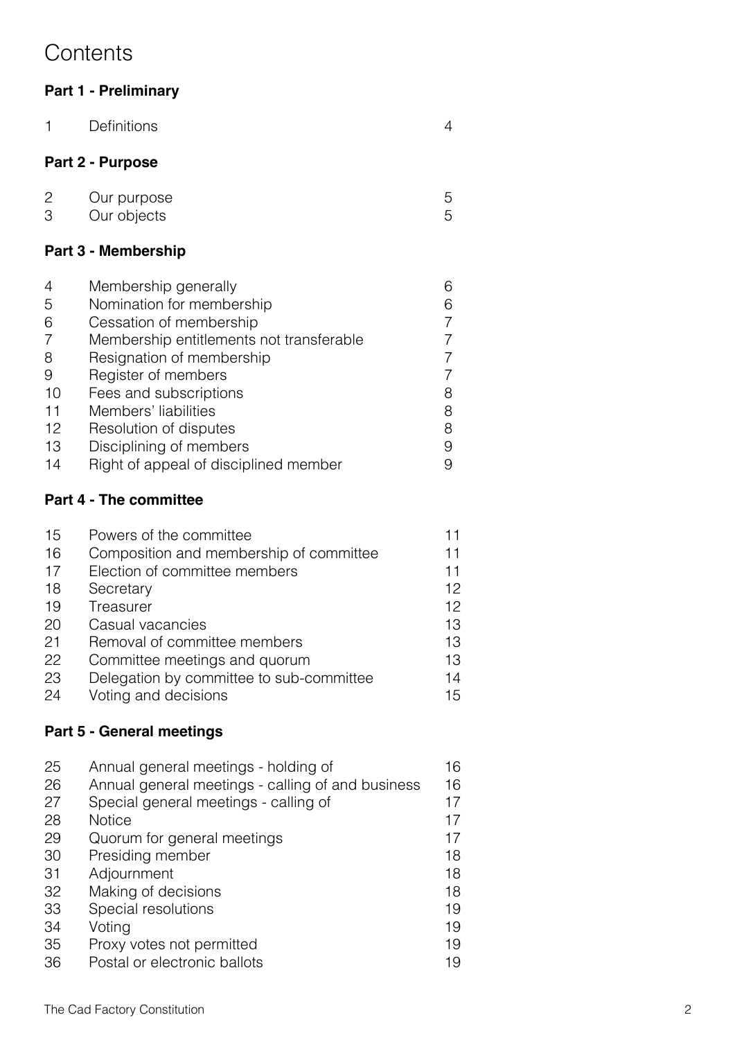# Contents

**Part 1 - Preliminary**

| | | |
|---|---|---|
| 1 | Definitions | 4 |

**Part 2 - Purpose**

| | | |
|---|---|---|
| 2 | Our purpose | 5 |
| 3 | Our objects | 5 |

**Part 3 - Membership**

| | | |
|---|---|---|
| 4 | Membership generally | 6 |
| 5 | Nomination for membership | 6 |
| 6 | Cessation of membership | 7 |
| 7 | Membership entitlements not transferable | 7 |
| 8 | Resignation of membership | 7 |
| 9 | Register of members | 7 |
| 10 | Fees and subscriptions | 8 |
| 11 | Members' liabilities | 8 |
| 12 | Resolution of disputes | 8 |
| 13 | Disciplining of members | 9 |
| 14 | Right of appeal of disciplined member | 9 |

**Part 4 - The committee**

| | | |
|---|---|---|
| 15 | Powers of the committee | 11 |
| 16 | Composition and membership of committee | 11 |
| 17 | Election of committee members | 11 |
| 18 | Secretary | 12 |
| 19 | Treasurer | 12 |
| 20 | Casual vacancies | 13 |
| 21 | Removal of committee members | 13 |
| 22 | Committee meetings and quorum | 13 |
| 23 | Delegation by committee to sub-committee | 14 |
| 24 | Voting and decisions | 15 |

**Part 5 - General meetings**

| | | |
|---|---|---|
| 25 | Annual general meetings - holding of | 16 |
| 26 | Annual general meetings - calling of and business | 16 |
| 27 | Special general meetings - calling of | 17 |
| 28 | Notice | 17 |
| 29 | Quorum for general meetings | 17 |
| 30 | Presiding member | 18 |
| 31 | Adjournment | 18 |
| 32 | Making of decisions | 18 |
| 33 | Special resolutions | 19 |
| 34 | Voting | 19 |
| 35 | Proxy votes not permitted | 19 |
| 36 | Postal or electronic ballots | 19 |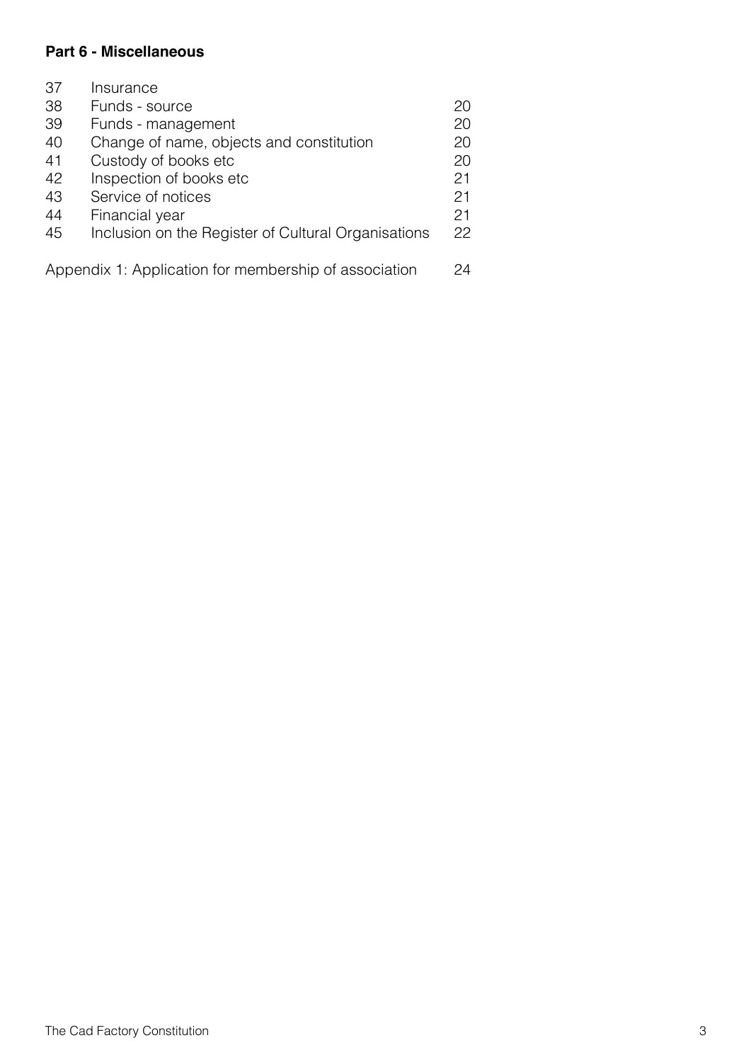**Part 6 - Miscellaneous**

| | | |
|---|---|---|
| 37 | Insurance | |
| 38 | Funds - source | 20 |
| 39 | Funds - management | 20 |
| 40 | Change of name, objects and constitution | 20 |
| 41 | Custody of books etc | 20 |
| 42 | Inspection of books etc | 21 |
| 43 | Service of notices | 21 |
| 44 | Financial year | 21 |
| 45 | Inclusion on the Register of Cultural Organisations | 22 |

Appendix 1: Application for membership of association 24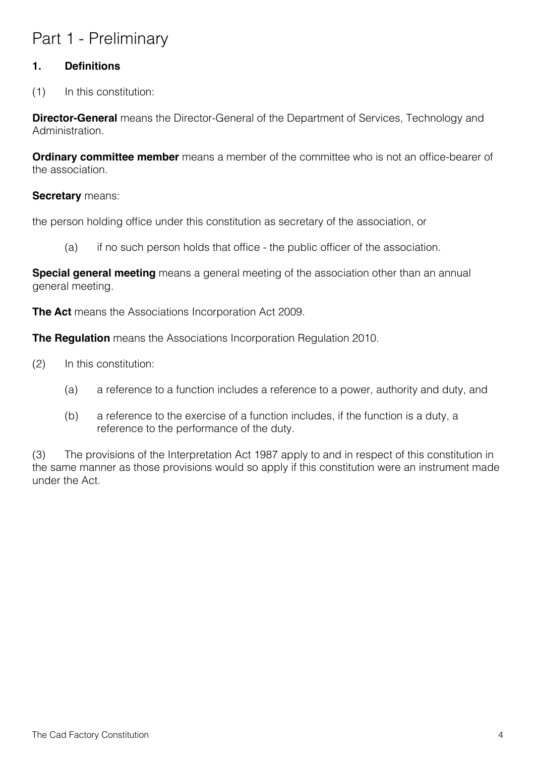# Part 1 - Preliminary

## 1. Definitions

(1) In this constitution:

**Director-General** means the Director-General of the Department of Services, Technology and Administration.

**Ordinary committee member** means a member of the committee who is not an office-bearer of the association.

**Secretary** means:

the person holding office under this constitution as secretary of the association, or

(a) if no such person holds that office - the public officer of the association.

**Special general meeting** means a general meeting of the association other than an annual general meeting.

**The Act** means the Associations Incorporation Act 2009.

**The Regulation** means the Associations Incorporation Regulation 2010.

(2) In this constitution:

(a) a reference to a function includes a reference to a power, authority and duty, and

(b) a reference to the exercise of a function includes, if the function is a duty, a reference to the performance of the duty.

(3) The provisions of the Interpretation Act 1987 apply to and in respect of this constitution in the same manner as those provisions would so apply if this constitution were an instrument made under the Act.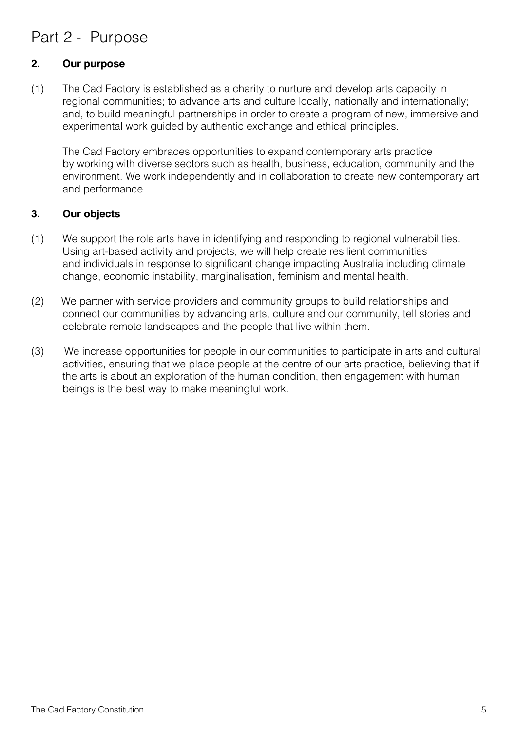# Part 2 - Purpose

### 2. Our purpose

(1) The Cad Factory is established as a charity to nurture and develop arts capacity in regional communities; to advance arts and culture locally, nationally and internationally; and, to build meaningful partnerships in order to create a program of new, immersive and experimental work guided by authentic exchange and ethical principles.

The Cad Factory embraces opportunities to expand contemporary arts practice by working with diverse sectors such as health, business, education, community and the environment. We work independently and in collaboration to create new contemporary art and performance.

### 3. Our objects

(1) We support the role arts have in identifying and responding to regional vulnerabilities. Using art-based activity and projects, we will help create resilient communities and individuals in response to significant change impacting Australia including climate change, economic instability, marginalisation, feminism and mental health.

(2) We partner with service providers and community groups to build relationships and connect our communities by advancing arts, culture and our community, tell stories and celebrate remote landscapes and the people that live within them.

(3) We increase opportunities for people in our communities to participate in arts and cultural activities, ensuring that we place people at the centre of our arts practice, believing that if the arts is about an exploration of the human condition, then engagement with human beings is the best way to make meaningful work.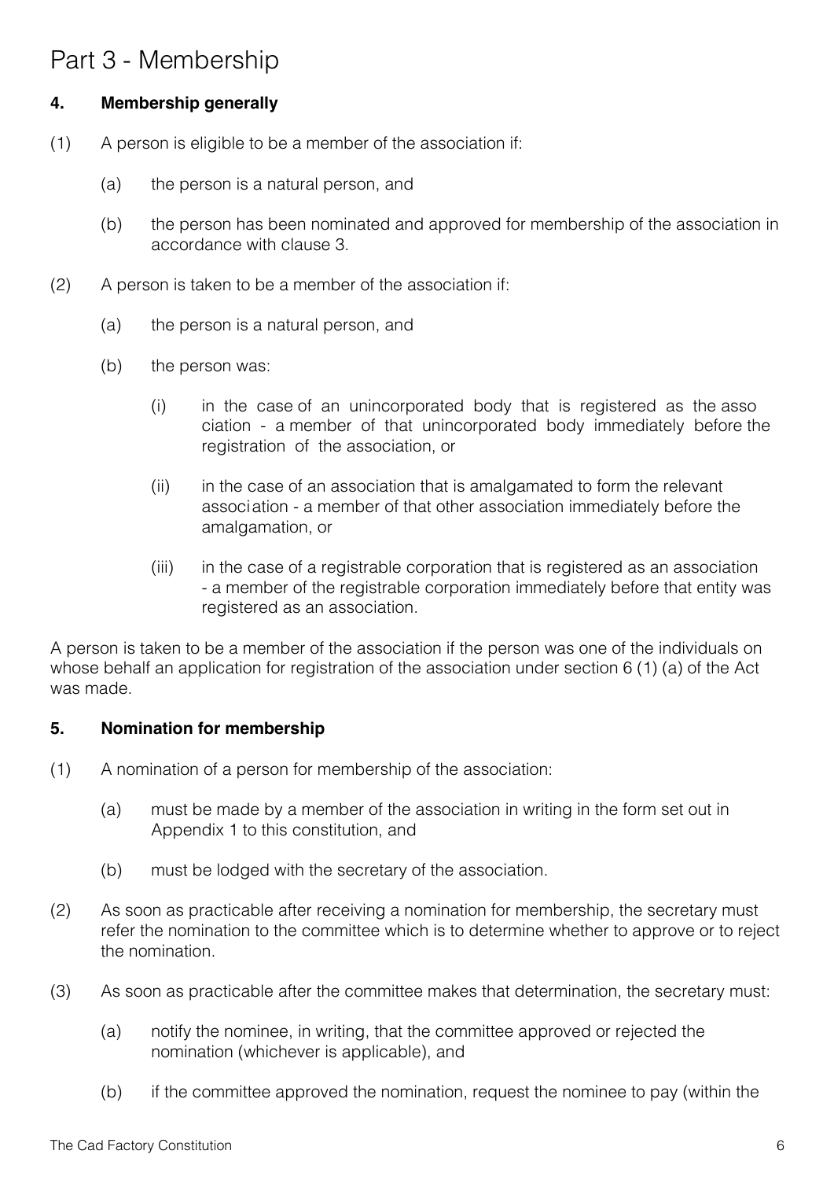# Part 3 - Membership

**4. Membership generally**

(1) A person is eligible to be a member of the association if:

(a) the person is a natural person, and

(b) the person has been nominated and approved for membership of the association in accordance with clause 3.

(2) A person is taken to be a member of the association if:

(a) the person is a natural person, and

(b) the person was:

(i) in the case of an unincorporated body that is registered as the asso ciation - a member of that unincorporated body immediately before the registration of the association, or

(ii) in the case of an association that is amalgamated to form the relevant associ ation - a member of that other association immediately before the amalgamation, or

(iii) in the case of a registrable corporation that is registered as an association - a member of the registrable corporation immediately before that entity was registered as an association.

A person is taken to be a member of the association if the person was one of the individuals on whose behalf an application for registration of the association under section 6 (1) (a) of the Act was made.

**5. Nomination for membership**

(1) A nomination of a person for membership of the association:

(a) must be made by a member of the association in writing in the form set out in Appendix 1 to this constitution, and

(b) must be lodged with the secretary of the association.

(2) As soon as practicable after receiving a nomination for membership, the secretary must refer the nomination to the committee which is to determine whether to approve or to reject the nomination.

(3) As soon as practicable after the committee makes that determination, the secretary must:

(a) notify the nominee, in writing, that the committee approved or rejected the nomination (whichever is applicable), and

(b) if the committee approved the nomination, request the nominee to pay (within the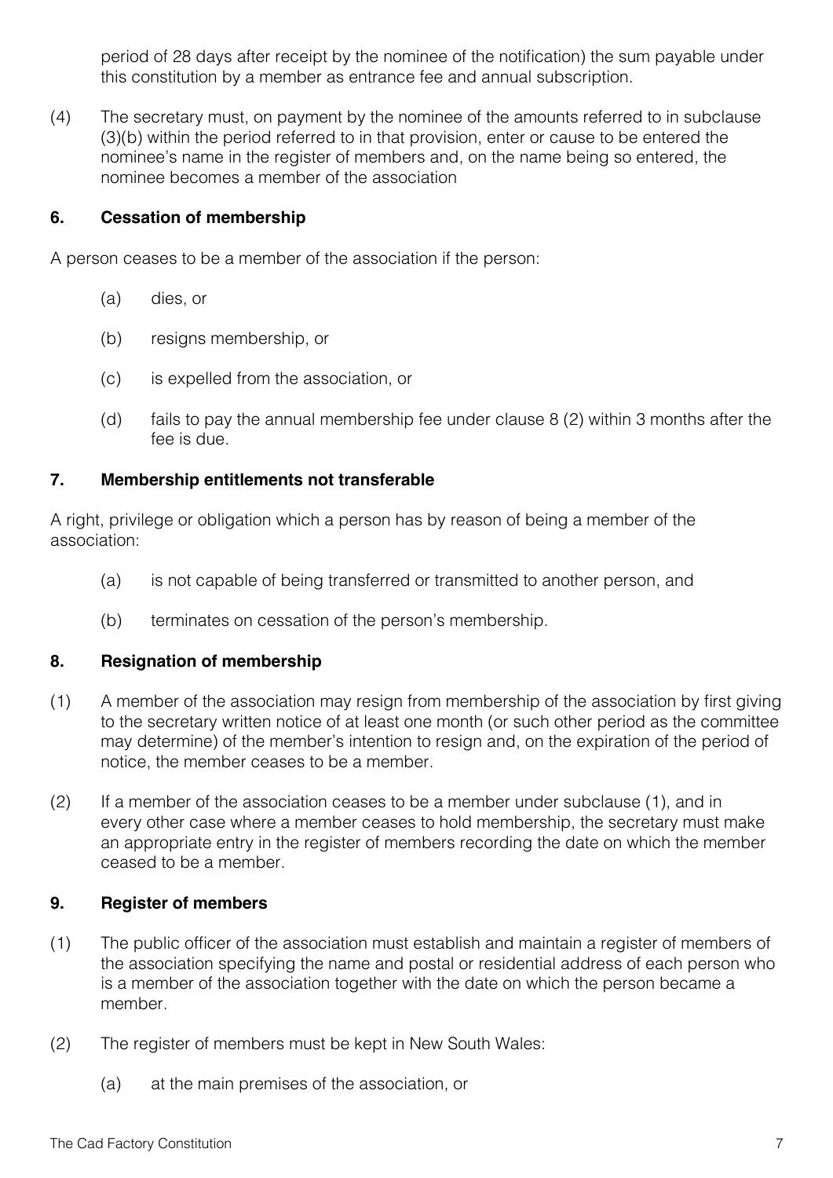period of 28 days after receipt by the nominee of the notification) the sum payable under this constitution by a member as entrance fee and annual subscription.

(4) The secretary must, on payment by the nominee of the amounts referred to in subclause (3)(b) within the period referred to in that provision, enter or cause to be entered the nominee's name in the register of members and, on the name being so entered, the nominee becomes a member of the association

### 6. Cessation of membership

A person ceases to be a member of the association if the person:

(a) dies, or

(b) resigns membership, or

(c) is expelled from the association, or

(d) fails to pay the annual membership fee under clause 8 (2) within 3 months after the fee is due.

### 7. Membership entitlements not transferable

A right, privilege or obligation which a person has by reason of being a member of the association:

(a) is not capable of being transferred or transmitted to another person, and

(b) terminates on cessation of the person's membership.

### 8. Resignation of membership

(1) A member of the association may resign from membership of the association by first giving to the secretary written notice of at least one month (or such other period as the committee may determine) of the member's intention to resign and, on the expiration of the period of notice, the member ceases to be a member.

(2) If a member of the association ceases to be a member under subclause (1), and in every other case where a member ceases to hold membership, the secretary must make an appropriate entry in the register of members recording the date on which the member ceased to be a member.

### 9. Register of members

(1) The public officer of the association must establish and maintain a register of members of the association specifying the name and postal or residential address of each person who is a member of the association together with the date on which the person became a member.

(2) The register of members must be kept in New South Wales:

(a) at the main premises of the association, or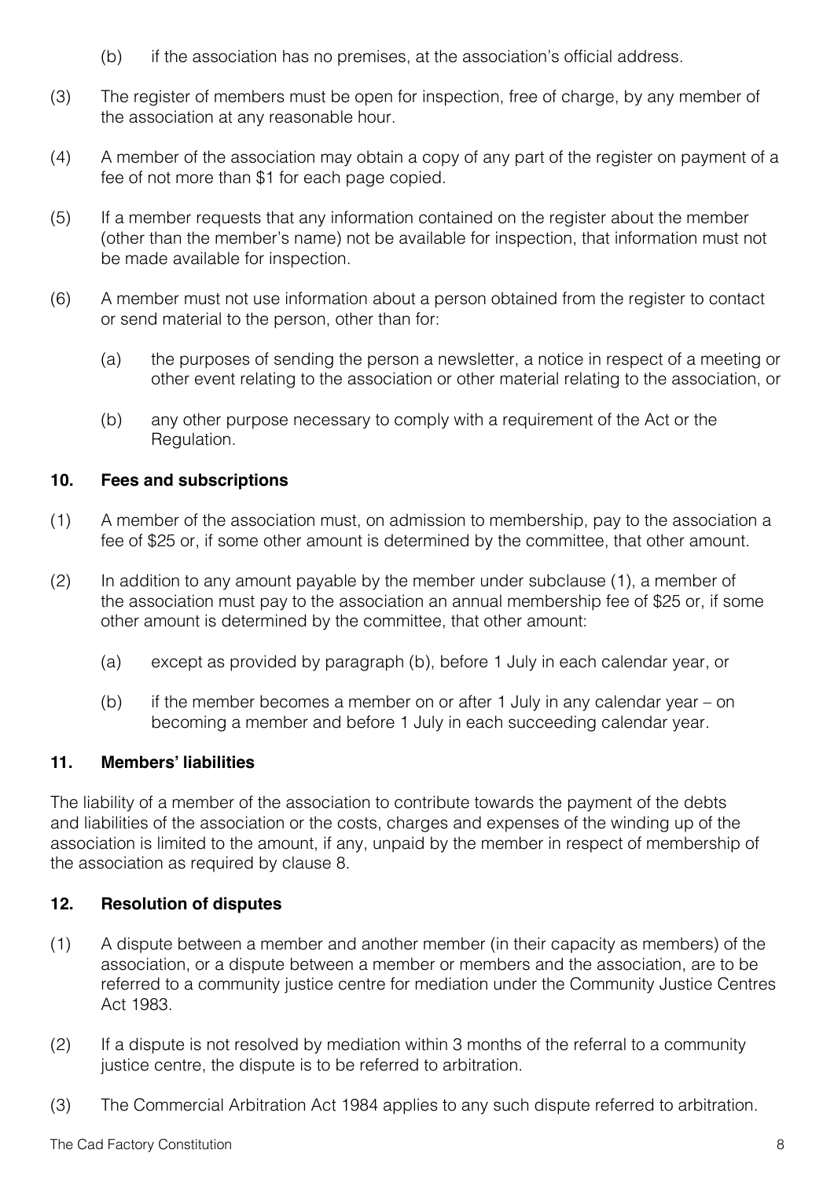(b) if the association has no premises, at the association's official address.

(3) The register of members must be open for inspection, free of charge, by any member of the association at any reasonable hour.

(4) A member of the association may obtain a copy of any part of the register on payment of a fee of not more than $1 for each page copied.

(5) If a member requests that any information contained on the register about the member (other than the member's name) not be available for inspection, that information must not be made available for inspection.

(6) A member must not use information about a person obtained from the register to contact or send material to the person, other than for:

  (a) the purposes of sending the person a newsletter, a notice in respect of a meeting or other event relating to the association or other material relating to the association, or

  (b) any other purpose necessary to comply with a requirement of the Act or the Regulation.

**10. Fees and subscriptions**

(1) A member of the association must, on admission to membership, pay to the association a fee of $25 or, if some other amount is determined by the committee, that other amount.

(2) In addition to any amount payable by the member under subclause (1), a member of the association must pay to the association an annual membership fee of $25 or, if some other amount is determined by the committee, that other amount:

  (a) except as provided by paragraph (b), before 1 July in each calendar year, or

  (b) if the member becomes a member on or after 1 July in any calendar year – on becoming a member and before 1 July in each succeeding calendar year.

**11. Members' liabilities**

The liability of a member of the association to contribute towards the payment of the debts and liabilities of the association or the costs, charges and expenses of the winding up of the association is limited to the amount, if any, unpaid by the member in respect of membership of the association as required by clause 8.

**12. Resolution of disputes**

(1) A dispute between a member and another member (in their capacity as members) of the association, or a dispute between a member or members and the association, are to be referred to a community justice centre for mediation under the Community Justice Centres Act 1983.

(2) If a dispute is not resolved by mediation within 3 months of the referral to a community justice centre, the dispute is to be referred to arbitration.

(3) The Commercial Arbitration Act 1984 applies to any such dispute referred to arbitration.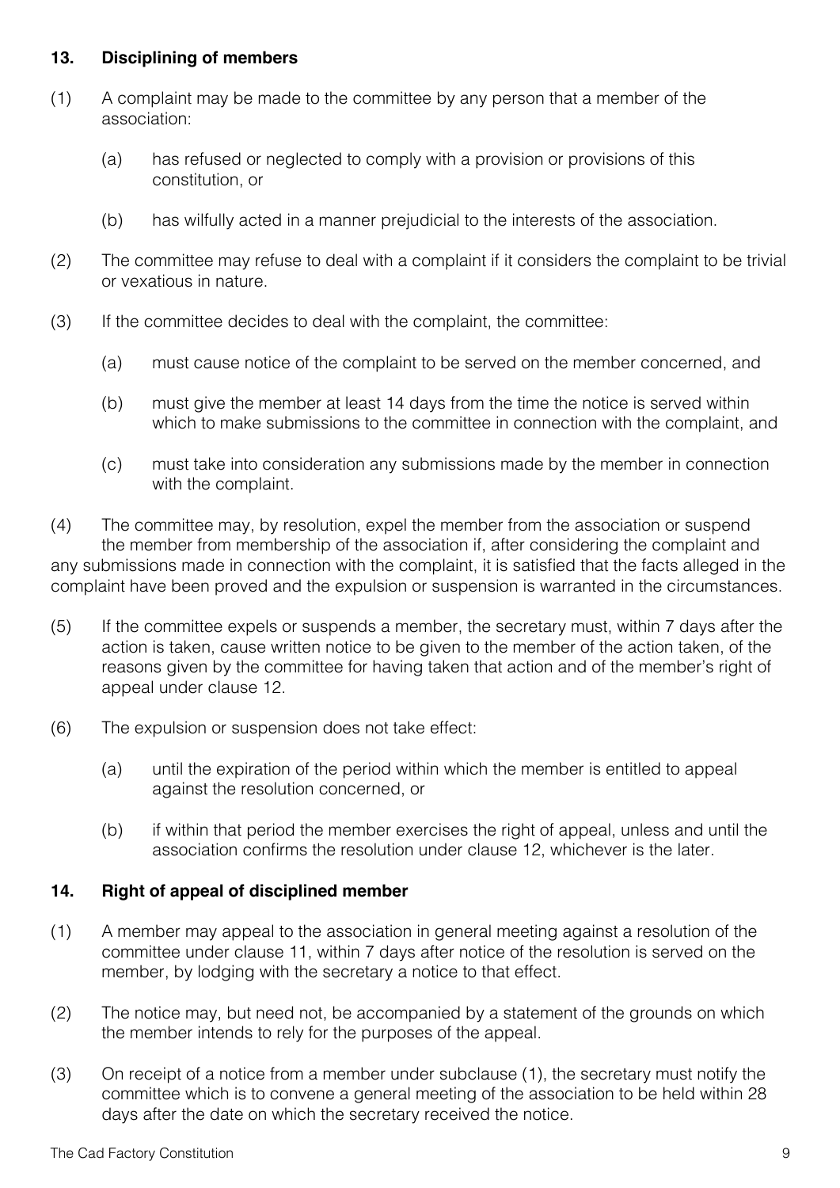## 13. Disciplining of members

(1) A complaint may be made to the committee by any person that a member of the association:

(a) has refused or neglected to comply with a provision or provisions of this constitution, or

(b) has wilfully acted in a manner prejudicial to the interests of the association.

(2) The committee may refuse to deal with a complaint if it considers the complaint to be trivial or vexatious in nature.

(3) If the committee decides to deal with the complaint, the committee:

(a) must cause notice of the complaint to be served on the member concerned, and

(b) must give the member at least 14 days from the time the notice is served within which to make submissions to the committee in connection with the complaint, and

(c) must take into consideration any submissions made by the member in connection with the complaint.

(4) The committee may, by resolution, expel the member from the association or suspend the member from membership of the association if, after considering the complaint and any submissions made in connection with the complaint, it is satisfied that the facts alleged in the complaint have been proved and the expulsion or suspension is warranted in the circumstances.

(5) If the committee expels or suspends a member, the secretary must, within 7 days after the action is taken, cause written notice to be given to the member of the action taken, of the reasons given by the committee for having taken that action and of the member's right of appeal under clause 12.

(6) The expulsion or suspension does not take effect:

(a) until the expiration of the period within which the member is entitled to appeal against the resolution concerned, or

(b) if within that period the member exercises the right of appeal, unless and until the association confirms the resolution under clause 12, whichever is the later.

## 14. Right of appeal of disciplined member

(1) A member may appeal to the association in general meeting against a resolution of the committee under clause 11, within 7 days after notice of the resolution is served on the member, by lodging with the secretary a notice to that effect.

(2) The notice may, but need not, be accompanied by a statement of the grounds on which the member intends to rely for the purposes of the appeal.

(3) On receipt of a notice from a member under subclause (1), the secretary must notify the committee which is to convene a general meeting of the association to be held within 28 days after the date on which the secretary received the notice.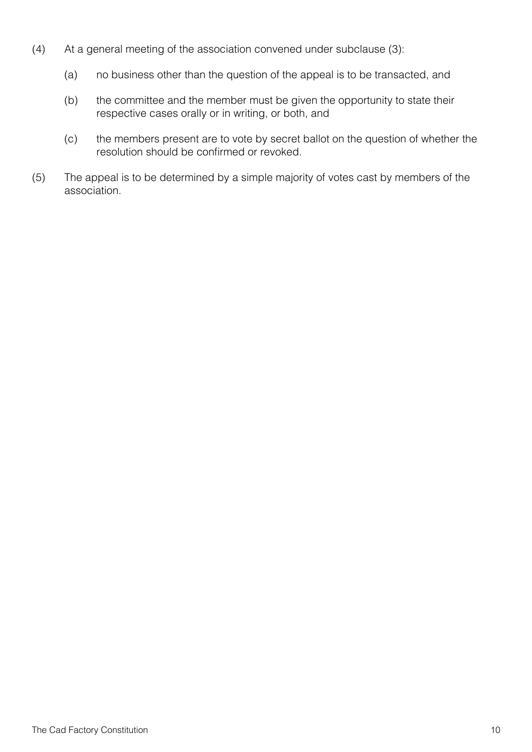(4) At a general meeting of the association convened under subclause (3):

  (a) no business other than the question of the appeal is to be transacted, and

  (b) the committee and the member must be given the opportunity to state their respective cases orally or in writing, or both, and

  (c) the members present are to vote by secret ballot on the question of whether the resolution should be confirmed or revoked.

(5) The appeal is to be determined by a simple majority of votes cast by members of the association.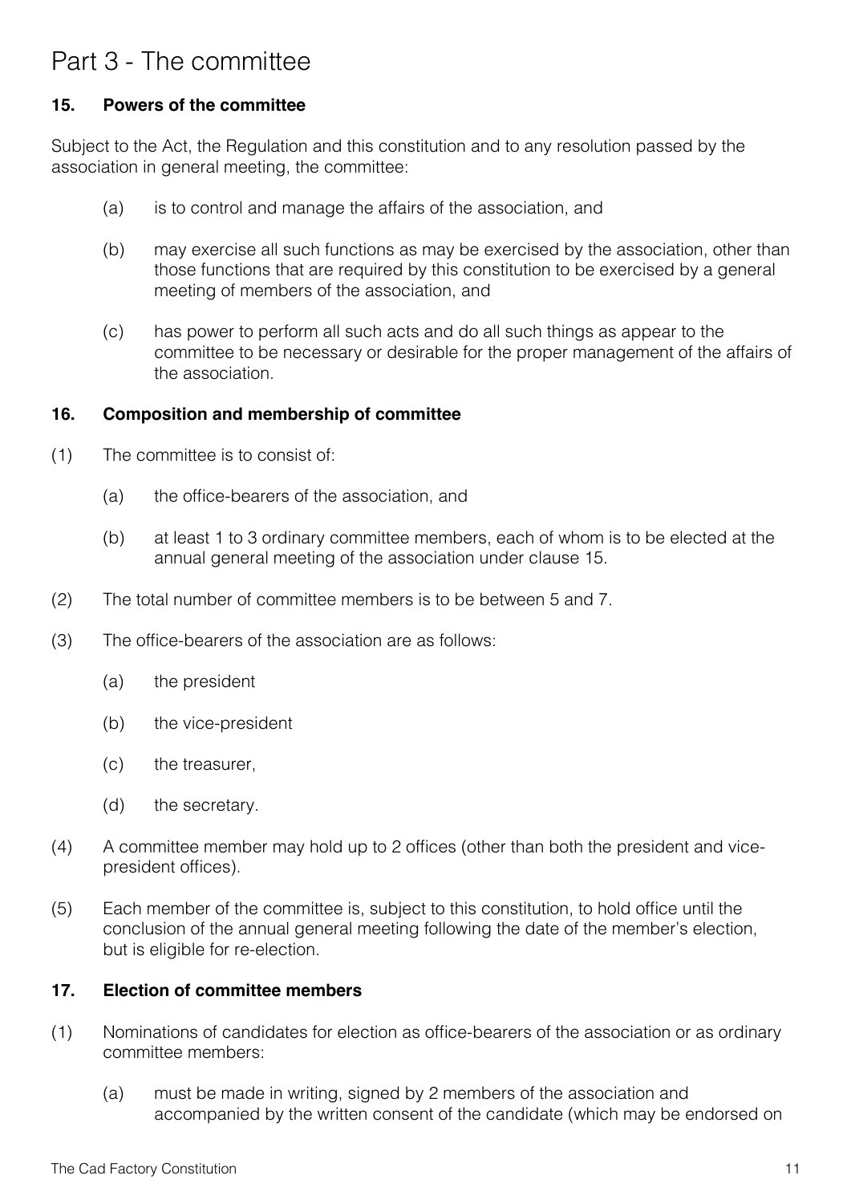# Part 3 - The committee

### 15. Powers of the committee

Subject to the Act, the Regulation and this constitution and to any resolution passed by the association in general meeting, the committee:

(a) is to control and manage the affairs of the association, and

(b) may exercise all such functions as may be exercised by the association, other than those functions that are required by this constitution to be exercised by a general meeting of members of the association, and

(c) has power to perform all such acts and do all such things as appear to the committee to be necessary or desirable for the proper management of the affairs of the association.

### 16. Composition and membership of committee

(1) The committee is to consist of:

(a) the office-bearers of the association, and

(b) at least 1 to 3 ordinary committee members, each of whom is to be elected at the annual general meeting of the association under clause 15.

(2) The total number of committee members is to be between 5 and 7.

(3) The office-bearers of the association are as follows:

(a) the president

(b) the vice-president

(c) the treasurer,

(d) the secretary.

(4) A committee member may hold up to 2 offices (other than both the president and vice-president offices).

(5) Each member of the committee is, subject to this constitution, to hold office until the conclusion of the annual general meeting following the date of the member's election, but is eligible for re-election.

### 17. Election of committee members

(1) Nominations of candidates for election as office-bearers of the association or as ordinary committee members:

(a) must be made in writing, signed by 2 members of the association and accompanied by the written consent of the candidate (which may be endorsed on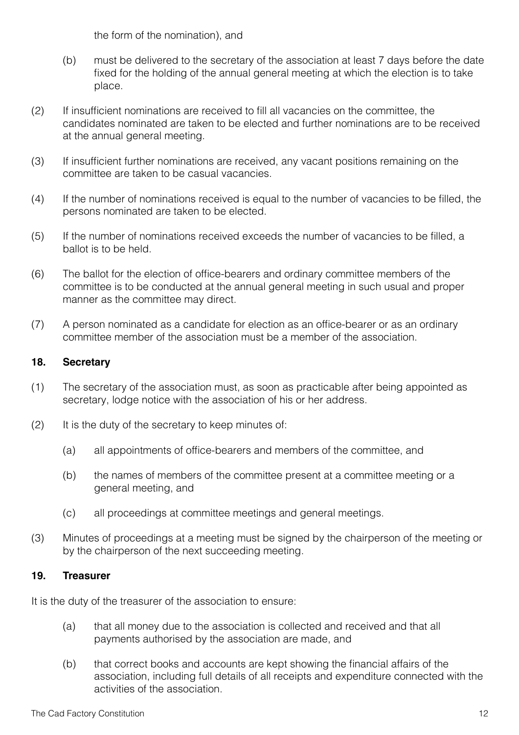the form of the nomination), and

(b) must be delivered to the secretary of the association at least 7 days before the date fixed for the holding of the annual general meeting at which the election is to take place.

(2) If insufficient nominations are received to fill all vacancies on the committee, the candidates nominated are taken to be elected and further nominations are to be received at the annual general meeting.

(3) If insufficient further nominations are received, any vacant positions remaining on the committee are taken to be casual vacancies.

(4) If the number of nominations received is equal to the number of vacancies to be filled, the persons nominated are taken to be elected.

(5) If the number of nominations received exceeds the number of vacancies to be filled, a ballot is to be held.

(6) The ballot for the election of office-bearers and ordinary committee members of the committee is to be conducted at the annual general meeting in such usual and proper manner as the committee may direct.

(7) A person nominated as a candidate for election as an office-bearer or as an ordinary committee member of the association must be a member of the association.

### 18. Secretary

(1) The secretary of the association must, as soon as practicable after being appointed as secretary, lodge notice with the association of his or her address.

(2) It is the duty of the secretary to keep minutes of:

(a) all appointments of office-bearers and members of the committee, and

(b) the names of members of the committee present at a committee meeting or a general meeting, and

(c) all proceedings at committee meetings and general meetings.

(3) Minutes of proceedings at a meeting must be signed by the chairperson of the meeting or by the chairperson of the next succeeding meeting.

### 19. Treasurer

It is the duty of the treasurer of the association to ensure:

(a) that all money due to the association is collected and received and that all payments authorised by the association are made, and

(b) that correct books and accounts are kept showing the financial affairs of the association, including full details of all receipts and expenditure connected with the activities of the association.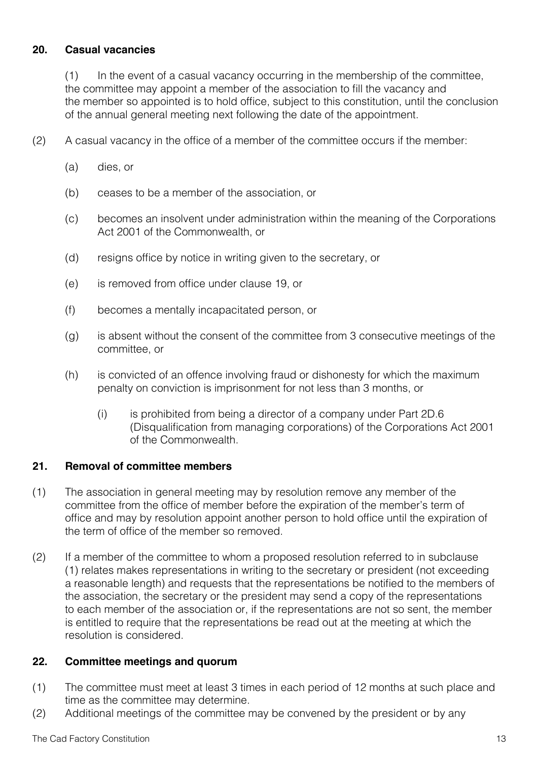### 20. Casual vacancies

(1) In the event of a casual vacancy occurring in the membership of the committee, the committee may appoint a member of the association to fill the vacancy and the member so appointed is to hold office, subject to this constitution, until the conclusion of the annual general meeting next following the date of the appointment.

(2) A casual vacancy in the office of a member of the committee occurs if the member:

- (a) dies, or
- (b) ceases to be a member of the association, or
- (c) becomes an insolvent under administration within the meaning of the Corporations Act 2001 of the Commonwealth, or
- (d) resigns office by notice in writing given to the secretary, or
- (e) is removed from office under clause 19, or
- (f) becomes a mentally incapacitated person, or
- (g) is absent without the consent of the committee from 3 consecutive meetings of the committee, or
- (h) is convicted of an offence involving fraud or dishonesty for which the maximum penalty on conviction is imprisonment for not less than 3 months, or
  - (i) is prohibited from being a director of a company under Part 2D.6 (Disqualification from managing corporations) of the Corporations Act 2001 of the Commonwealth.

### 21. Removal of committee members

(1) The association in general meeting may by resolution remove any member of the committee from the office of member before the expiration of the member's term of office and may by resolution appoint another person to hold office until the expiration of the term of office of the member so removed.

(2) If a member of the committee to whom a proposed resolution referred to in subclause (1) relates makes representations in writing to the secretary or president (not exceeding a reasonable length) and requests that the representations be notified to the members of the association, the secretary or the president may send a copy of the representations to each member of the association or, if the representations are not so sent, the member is entitled to require that the representations be read out at the meeting at which the resolution is considered.

### 22. Committee meetings and quorum

(1) The committee must meet at least 3 times in each period of 12 months at such place and time as the committee may determine.

(2) Additional meetings of the committee may be convened by the president or by any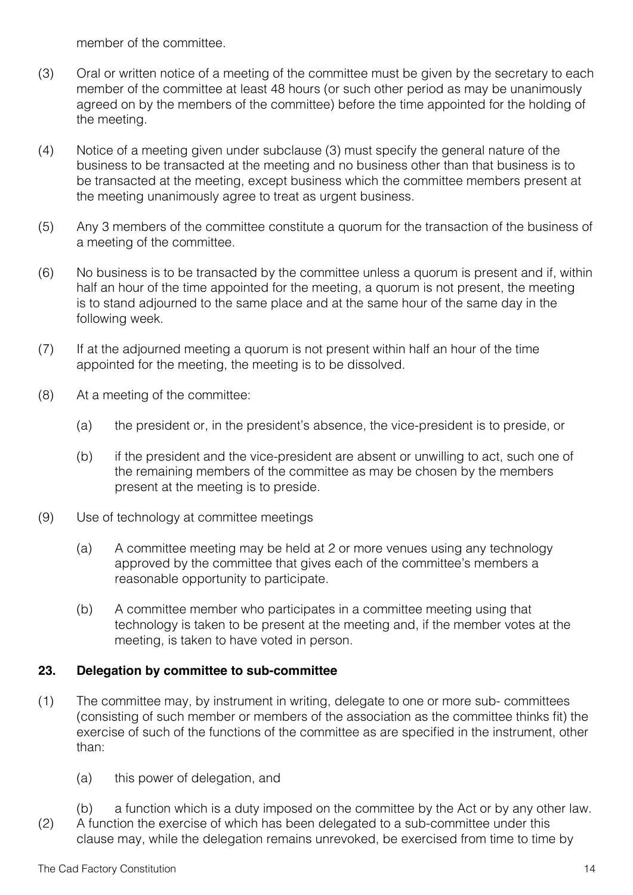member of the committee.

(3) Oral or written notice of a meeting of the committee must be given by the secretary to each member of the committee at least 48 hours (or such other period as may be unanimously agreed on by the members of the committee) before the time appointed for the holding of the meeting.

(4) Notice of a meeting given under subclause (3) must specify the general nature of the business to be transacted at the meeting and no business other than that business is to be transacted at the meeting, except business which the committee members present at the meeting unanimously agree to treat as urgent business.

(5) Any 3 members of the committee constitute a quorum for the transaction of the business of a meeting of the committee.

(6) No business is to be transacted by the committee unless a quorum is present and if, within half an hour of the time appointed for the meeting, a quorum is not present, the meeting is to stand adjourned to the same place and at the same hour of the same day in the following week.

(7) If at the adjourned meeting a quorum is not present within half an hour of the time appointed for the meeting, the meeting is to be dissolved.

(8) At a meeting of the committee:

  (a) the president or, in the president's absence, the vice-president is to preside, or

  (b) if the president and the vice-president are absent or unwilling to act, such one of the remaining members of the committee as may be chosen by the members present at the meeting is to preside.

(9) Use of technology at committee meetings

  (a) A committee meeting may be held at 2 or more venues using any technology approved by the committee that gives each of the committee's members a reasonable opportunity to participate.

  (b) A committee member who participates in a committee meeting using that technology is taken to be present at the meeting and, if the member votes at the meeting, is taken to have voted in person.

### 23. Delegation by committee to sub-committee

(1) The committee may, by instrument in writing, delegate to one or more sub- committees (consisting of such member or members of the association as the committee thinks fit) the exercise of such of the functions of the committee as are specified in the instrument, other than:

  (a) this power of delegation, and

  (b) a function which is a duty imposed on the committee by the Act or by any other law.

(2) A function the exercise of which has been delegated to a sub-committee under this clause may, while the delegation remains unrevoked, be exercised from time to time by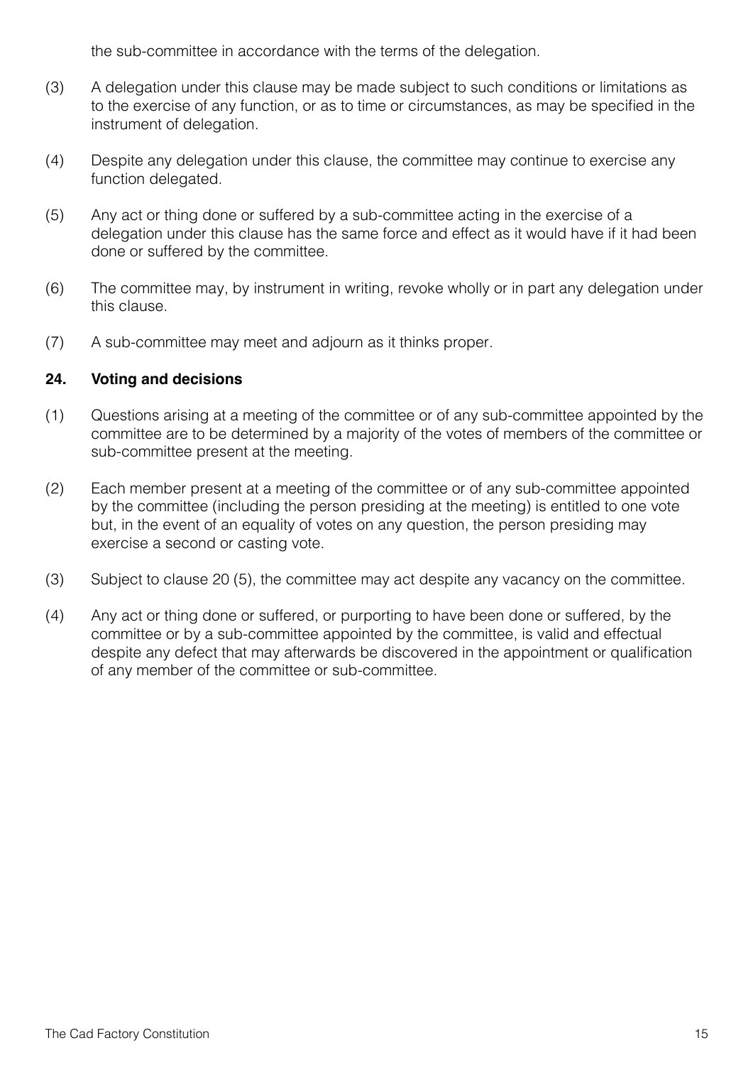the sub-committee in accordance with the terms of the delegation.

(3) A delegation under this clause may be made subject to such conditions or limitations as to the exercise of any function, or as to time or circumstances, as may be specified in the instrument of delegation.

(4) Despite any delegation under this clause, the committee may continue to exercise any function delegated.

(5) Any act or thing done or suffered by a sub-committee acting in the exercise of a delegation under this clause has the same force and effect as it would have if it had been done or suffered by the committee.

(6) The committee may, by instrument in writing, revoke wholly or in part any delegation under this clause.

(7) A sub-committee may meet and adjourn as it thinks proper.

**24. Voting and decisions**

(1) Questions arising at a meeting of the committee or of any sub-committee appointed by the committee are to be determined by a majority of the votes of members of the committee or sub-committee present at the meeting.

(2) Each member present at a meeting of the committee or of any sub-committee appointed by the committee (including the person presiding at the meeting) is entitled to one vote but, in the event of an equality of votes on any question, the person presiding may exercise a second or casting vote.

(3) Subject to clause 20 (5), the committee may act despite any vacancy on the committee.

(4) Any act or thing done or suffered, or purporting to have been done or suffered, by the committee or by a sub-committee appointed by the committee, is valid and effectual despite any defect that may afterwards be discovered in the appointment or qualification of any member of the committee or sub-committee.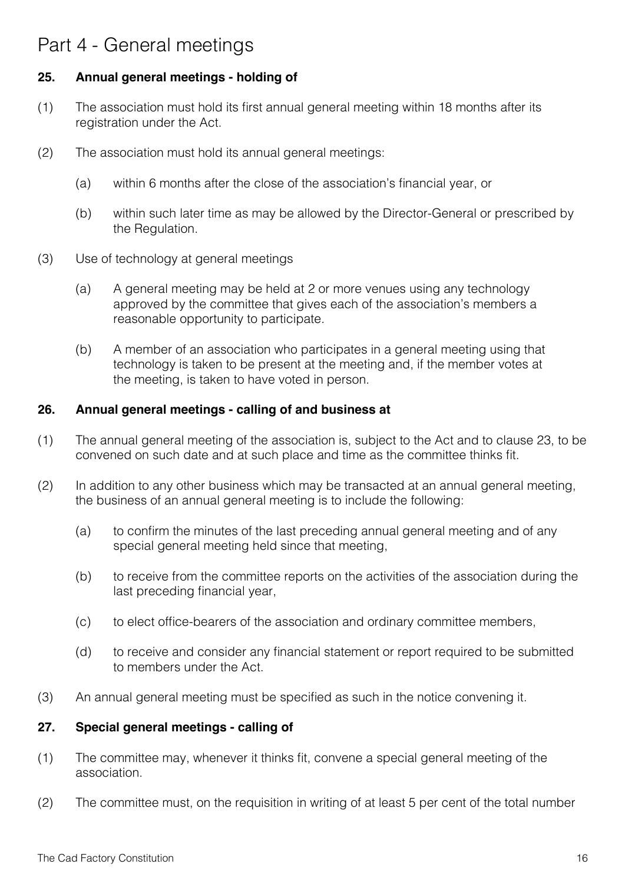# Part 4 - General meetings

**25. Annual general meetings - holding of**

(1) The association must hold its first annual general meeting within 18 months after its registration under the Act.

(2) The association must hold its annual general meetings:

  (a) within 6 months after the close of the association's financial year, or

  (b) within such later time as may be allowed by the Director-General or prescribed by the Regulation.

(3) Use of technology at general meetings

  (a) A general meeting may be held at 2 or more venues using any technology approved by the committee that gives each of the association's members a reasonable opportunity to participate.

  (b) A member of an association who participates in a general meeting using that technology is taken to be present at the meeting and, if the member votes at the meeting, is taken to have voted in person.

**26. Annual general meetings - calling of and business at**

(1) The annual general meeting of the association is, subject to the Act and to clause 23, to be convened on such date and at such place and time as the committee thinks fit.

(2) In addition to any other business which may be transacted at an annual general meeting, the business of an annual general meeting is to include the following:

  (a) to confirm the minutes of the last preceding annual general meeting and of any special general meeting held since that meeting,

  (b) to receive from the committee reports on the activities of the association during the last preceding financial year,

  (c) to elect office-bearers of the association and ordinary committee members,

  (d) to receive and consider any financial statement or report required to be submitted to members under the Act.

(3) An annual general meeting must be specified as such in the notice convening it.

**27. Special general meetings - calling of**

(1) The committee may, whenever it thinks fit, convene a special general meeting of the association.

(2) The committee must, on the requisition in writing of at least 5 per cent of the total number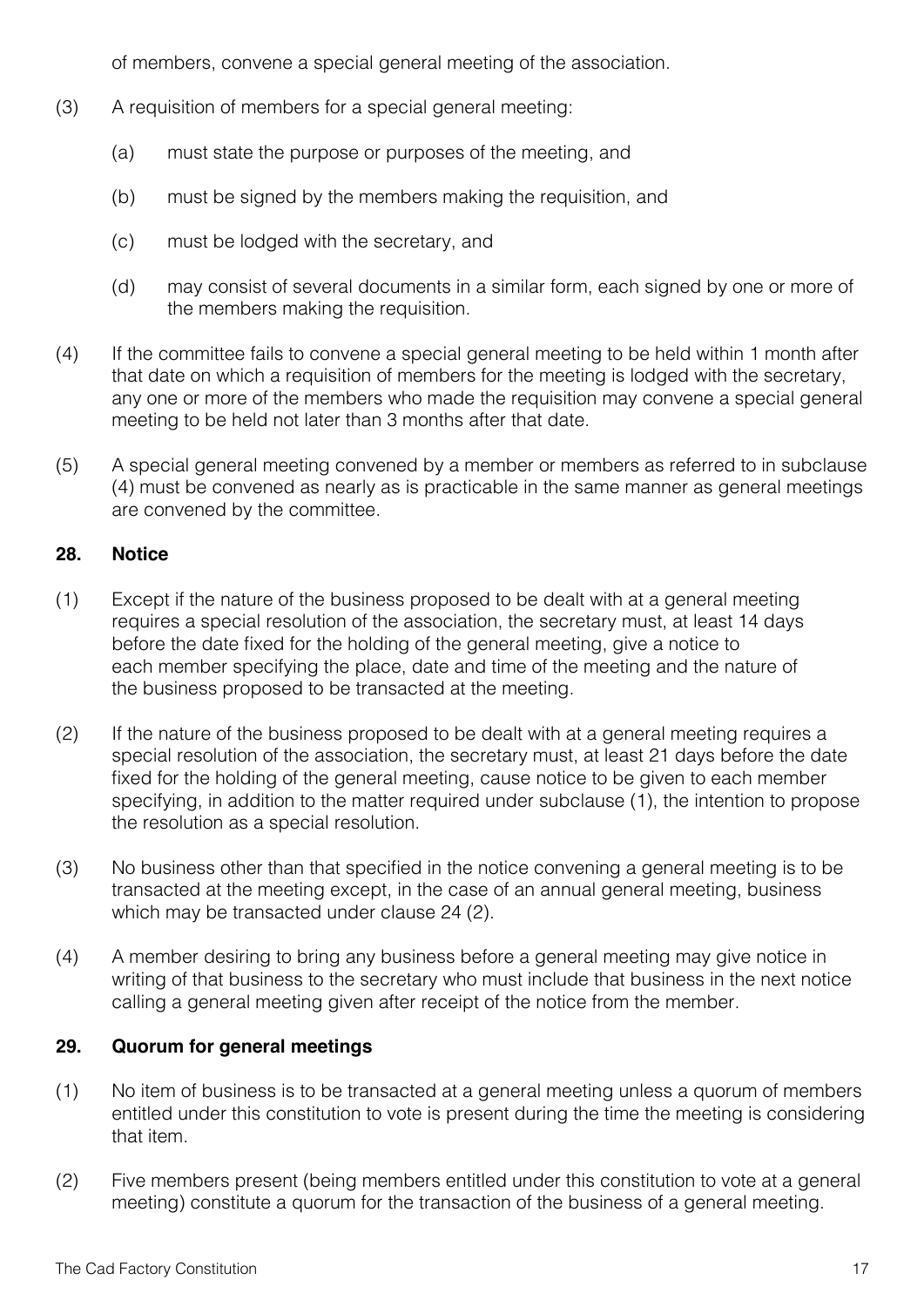of members, convene a special general meeting of the association.

(3) A requisition of members for a special general meeting:

(a) must state the purpose or purposes of the meeting, and

(b) must be signed by the members making the requisition, and

(c) must be lodged with the secretary, and

(d) may consist of several documents in a similar form, each signed by one or more of the members making the requisition.

(4) If the committee fails to convene a special general meeting to be held within 1 month after that date on which a requisition of members for the meeting is lodged with the secretary, any one or more of the members who made the requisition may convene a special general meeting to be held not later than 3 months after that date.

(5) A special general meeting convened by a member or members as referred to in subclause (4) must be convened as nearly as is practicable in the same manner as general meetings are convened by the committee.

## 28. Notice

(1) Except if the nature of the business proposed to be dealt with at a general meeting requires a special resolution of the association, the secretary must, at least 14 days before the date fixed for the holding of the general meeting, give a notice to each member specifying the place, date and time of the meeting and the nature of the business proposed to be transacted at the meeting.

(2) If the nature of the business proposed to be dealt with at a general meeting requires a special resolution of the association, the secretary must, at least 21 days before the date fixed for the holding of the general meeting, cause notice to be given to each member specifying, in addition to the matter required under subclause (1), the intention to propose the resolution as a special resolution.

(3) No business other than that specified in the notice convening a general meeting is to be transacted at the meeting except, in the case of an annual general meeting, business which may be transacted under clause 24 (2).

(4) A member desiring to bring any business before a general meeting may give notice in writing of that business to the secretary who must include that business in the next notice calling a general meeting given after receipt of the notice from the member.

## 29. Quorum for general meetings

(1) No item of business is to be transacted at a general meeting unless a quorum of members entitled under this constitution to vote is present during the time the meeting is considering that item.

(2) Five members present (being members entitled under this constitution to vote at a general meeting) constitute a quorum for the transaction of the business of a general meeting.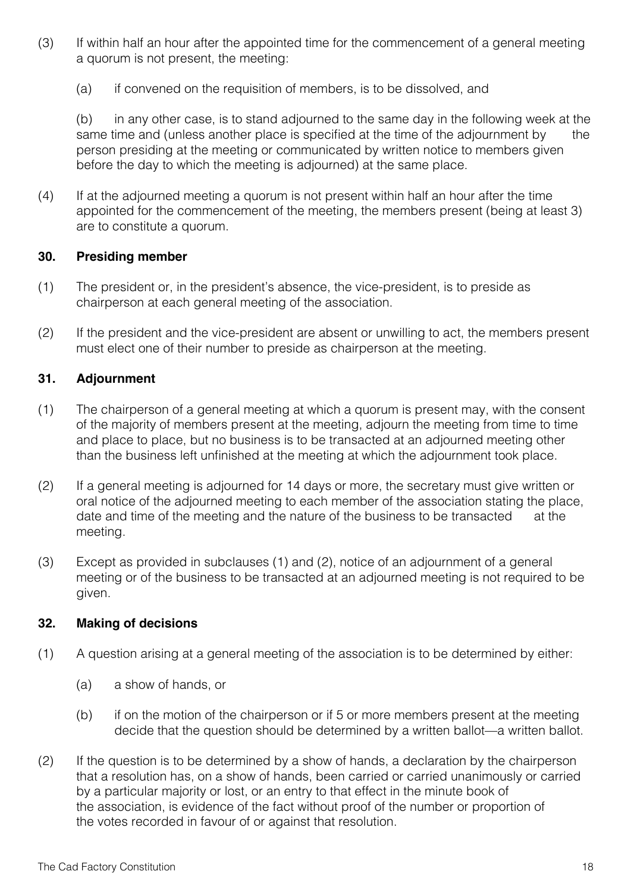(3) If within half an hour after the appointed time for the commencement of a general meeting a quorum is not present, the meeting:

  (a) if convened on the requisition of members, is to be dissolved, and

  (b) in any other case, is to stand adjourned to the same day in the following week at the same time and (unless another place is specified at the time of the adjournment by the person presiding at the meeting or communicated by written notice to members given before the day to which the meeting is adjourned) at the same place.

(4) If at the adjourned meeting a quorum is not present within half an hour after the time appointed for the commencement of the meeting, the members present (being at least 3) are to constitute a quorum.

### 30. Presiding member

(1) The president or, in the president's absence, the vice-president, is to preside as chairperson at each general meeting of the association.

(2) If the president and the vice-president are absent or unwilling to act, the members present must elect one of their number to preside as chairperson at the meeting.

### 31. Adjournment

(1) The chairperson of a general meeting at which a quorum is present may, with the consent of the majority of members present at the meeting, adjourn the meeting from time to time and place to place, but no business is to be transacted at an adjourned meeting other than the business left unfinished at the meeting at which the adjournment took place.

(2) If a general meeting is adjourned for 14 days or more, the secretary must give written or oral notice of the adjourned meeting to each member of the association stating the place, date and time of the meeting and the nature of the business to be transacted at the meeting.

(3) Except as provided in subclauses (1) and (2), notice of an adjournment of a general meeting or of the business to be transacted at an adjourned meeting is not required to be given.

### 32. Making of decisions

(1) A question arising at a general meeting of the association is to be determined by either:

  (a) a show of hands, or

  (b) if on the motion of the chairperson or if 5 or more members present at the meeting decide that the question should be determined by a written ballot—a written ballot.

(2) If the question is to be determined by a show of hands, a declaration by the chairperson that a resolution has, on a show of hands, been carried or carried unanimously or carried by a particular majority or lost, or an entry to that effect in the minute book of the association, is evidence of the fact without proof of the number or proportion of the votes recorded in favour of or against that resolution.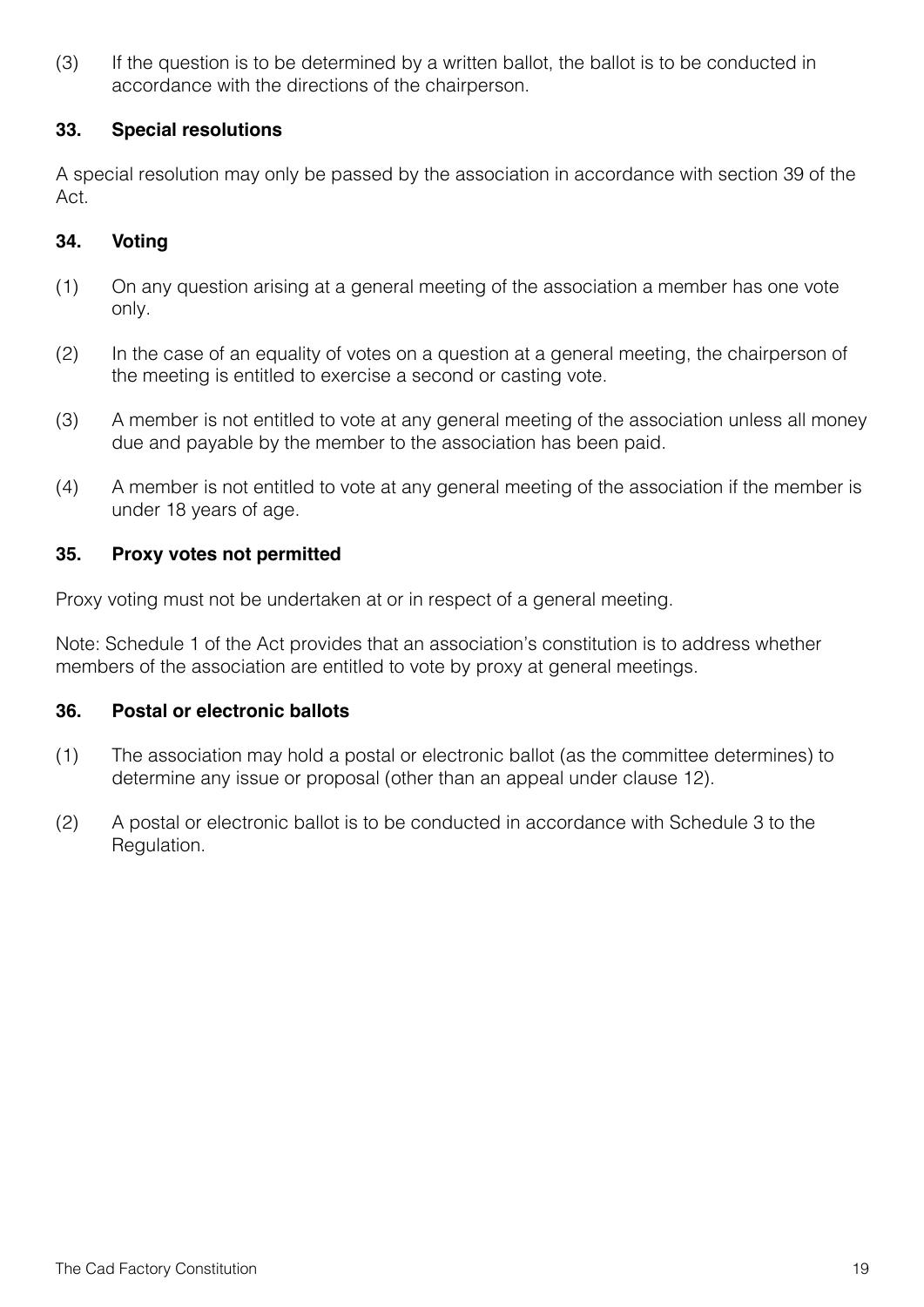(3) If the question is to be determined by a written ballot, the ballot is to be conducted in accordance with the directions of the chairperson.

### 33. Special resolutions

A special resolution may only be passed by the association in accordance with section 39 of the Act.

### 34. Voting

(1) On any question arising at a general meeting of the association a member has one vote only.

(2) In the case of an equality of votes on a question at a general meeting, the chairperson of the meeting is entitled to exercise a second or casting vote.

(3) A member is not entitled to vote at any general meeting of the association unless all money due and payable by the member to the association has been paid.

(4) A member is not entitled to vote at any general meeting of the association if the member is under 18 years of age.

### 35. Proxy votes not permitted

Proxy voting must not be undertaken at or in respect of a general meeting.

Note: Schedule 1 of the Act provides that an association's constitution is to address whether members of the association are entitled to vote by proxy at general meetings.

### 36. Postal or electronic ballots

(1) The association may hold a postal or electronic ballot (as the committee determines) to determine any issue or proposal (other than an appeal under clause 12).

(2) A postal or electronic ballot is to be conducted in accordance with Schedule 3 to the Regulation.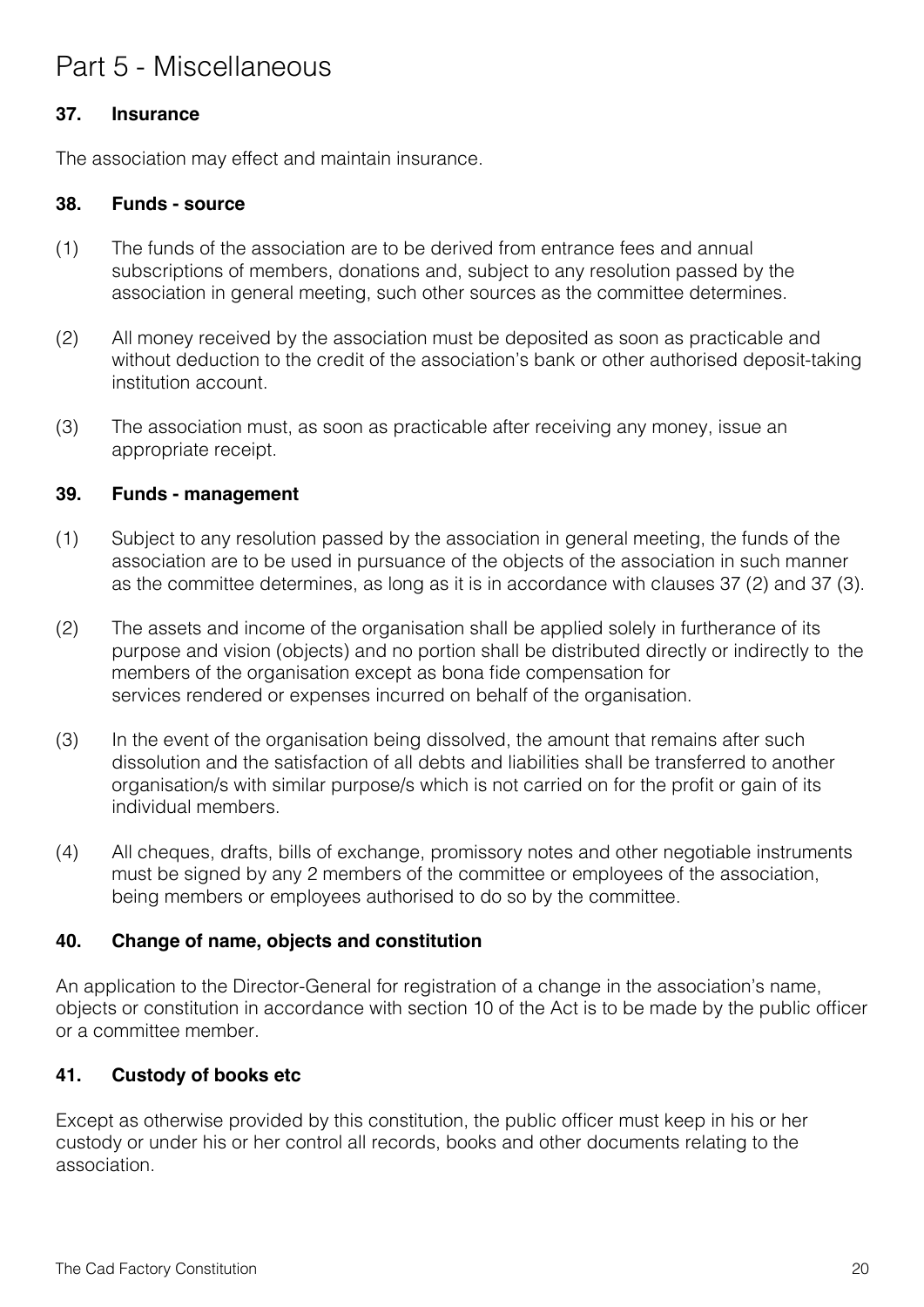# Part 5 - Miscellaneous

### 37. Insurance

The association may effect and maintain insurance.

### 38. Funds - source

(1) The funds of the association are to be derived from entrance fees and annual subscriptions of members, donations and, subject to any resolution passed by the association in general meeting, such other sources as the committee determines.

(2) All money received by the association must be deposited as soon as practicable and without deduction to the credit of the association's bank or other authorised deposit-taking institution account.

(3) The association must, as soon as practicable after receiving any money, issue an appropriate receipt.

### 39. Funds - management

(1) Subject to any resolution passed by the association in general meeting, the funds of the association are to be used in pursuance of the objects of the association in such manner as the committee determines, as long as it is in accordance with clauses 37 (2) and 37 (3).

(2) The assets and income of the organisation shall be applied solely in furtherance of its purpose and vision (objects) and no portion shall be distributed directly or indirectly to the members of the organisation except as bona fide compensation for services rendered or expenses incurred on behalf of the organisation.

(3) In the event of the organisation being dissolved, the amount that remains after such dissolution and the satisfaction of all debts and liabilities shall be transferred to another organisation/s with similar purpose/s which is not carried on for the profit or gain of its individual members.

(4) All cheques, drafts, bills of exchange, promissory notes and other negotiable instruments must be signed by any 2 members of the committee or employees of the association, being members or employees authorised to do so by the committee.

### 40. Change of name, objects and constitution

An application to the Director-General for registration of a change in the association's name, objects or constitution in accordance with section 10 of the Act is to be made by the public officer or a committee member.

### 41. Custody of books etc

Except as otherwise provided by this constitution, the public officer must keep in his or her custody or under his or her control all records, books and other documents relating to the association.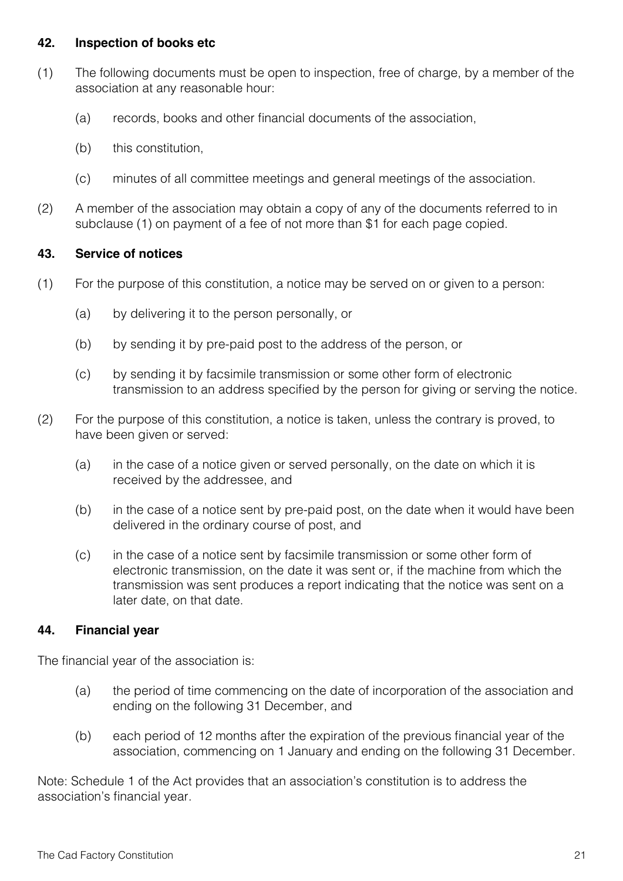### 42. Inspection of books etc

(1) The following documents must be open to inspection, free of charge, by a member of the association at any reasonable hour:

- (a) records, books and other financial documents of the association,
- (b) this constitution,
- (c) minutes of all committee meetings and general meetings of the association.

(2) A member of the association may obtain a copy of any of the documents referred to in subclause (1) on payment of a fee of not more than $1 for each page copied.

### 43. Service of notices

(1) For the purpose of this constitution, a notice may be served on or given to a person:

- (a) by delivering it to the person personally, or
- (b) by sending it by pre-paid post to the address of the person, or
- (c) by sending it by facsimile transmission or some other form of electronic transmission to an address specified by the person for giving or serving the notice.

(2) For the purpose of this constitution, a notice is taken, unless the contrary is proved, to have been given or served:

- (a) in the case of a notice given or served personally, on the date on which it is received by the addressee, and
- (b) in the case of a notice sent by pre-paid post, on the date when it would have been delivered in the ordinary course of post, and
- (c) in the case of a notice sent by facsimile transmission or some other form of electronic transmission, on the date it was sent or, if the machine from which the transmission was sent produces a report indicating that the notice was sent on a later date, on that date.

### 44. Financial year

The financial year of the association is:

- (a) the period of time commencing on the date of incorporation of the association and ending on the following 31 December, and
- (b) each period of 12 months after the expiration of the previous financial year of the association, commencing on 1 January and ending on the following 31 December.

Note: Schedule 1 of the Act provides that an association's constitution is to address the association's financial year.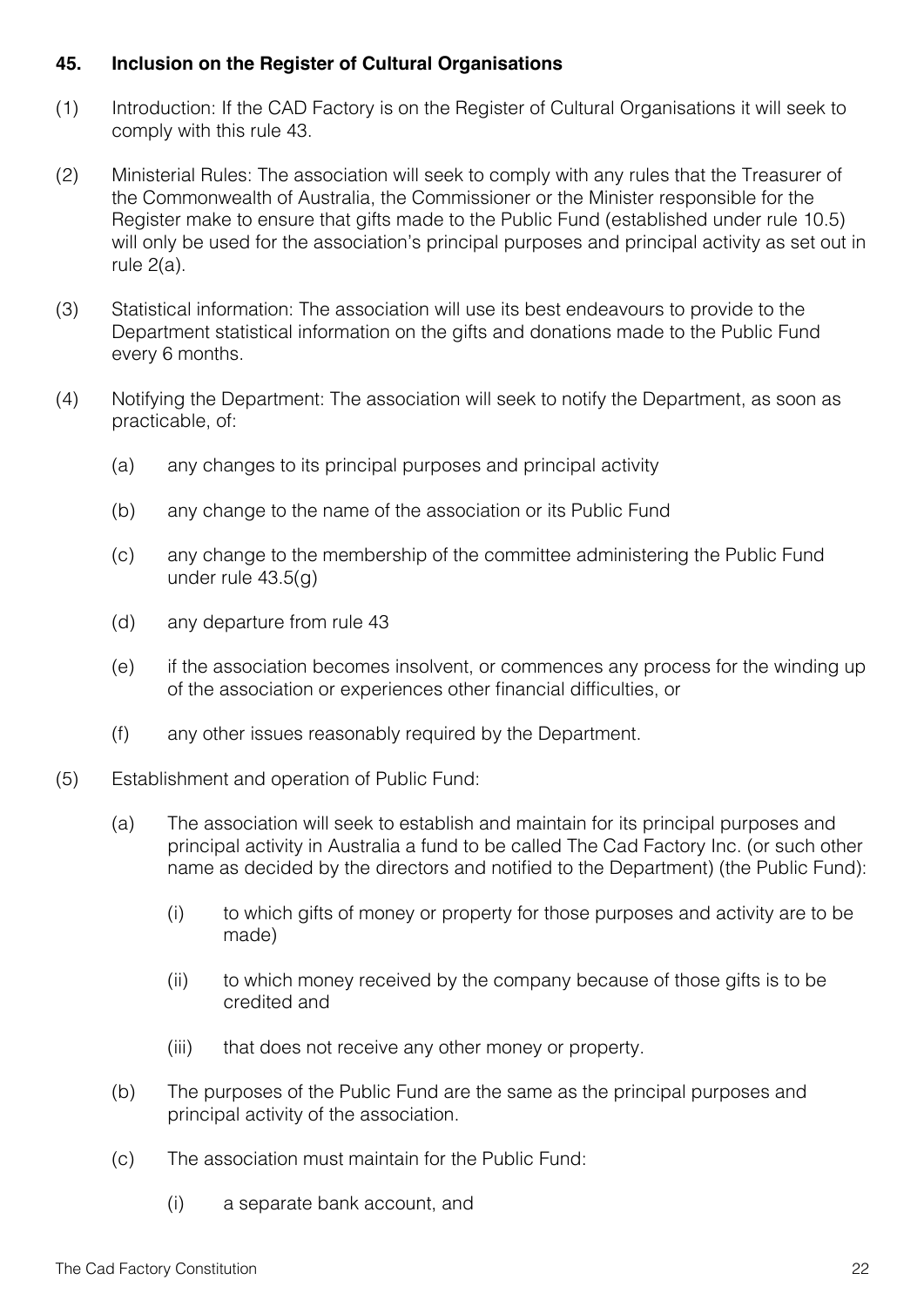### 45. Inclusion on the Register of Cultural Organisations

(1) Introduction: If the CAD Factory is on the Register of Cultural Organisations it will seek to comply with this rule 43.

(2) Ministerial Rules: The association will seek to comply with any rules that the Treasurer of the Commonwealth of Australia, the Commissioner or the Minister responsible for the Register make to ensure that gifts made to the Public Fund (established under rule 10.5) will only be used for the association's principal purposes and principal activity as set out in rule 2(a).

(3) Statistical information: The association will use its best endeavours to provide to the Department statistical information on the gifts and donations made to the Public Fund every 6 months.

(4) Notifying the Department: The association will seek to notify the Department, as soon as practicable, of:

- (a) any changes to its principal purposes and principal activity
- (b) any change to the name of the association or its Public Fund
- (c) any change to the membership of the committee administering the Public Fund under rule 43.5(g)
- (d) any departure from rule 43
- (e) if the association becomes insolvent, or commences any process for the winding up of the association or experiences other financial difficulties, or
- (f) any other issues reasonably required by the Department.

(5) Establishment and operation of Public Fund:

- (a) The association will seek to establish and maintain for its principal purposes and principal activity in Australia a fund to be called The Cad Factory Inc. (or such other name as decided by the directors and notified to the Department) (the Public Fund):
  - (i) to which gifts of money or property for those purposes and activity are to be made)
  - (ii) to which money received by the company because of those gifts is to be credited and
  - (iii) that does not receive any other money or property.
- (b) The purposes of the Public Fund are the same as the principal purposes and principal activity of the association.
- (c) The association must maintain for the Public Fund:
  - (i) a separate bank account, and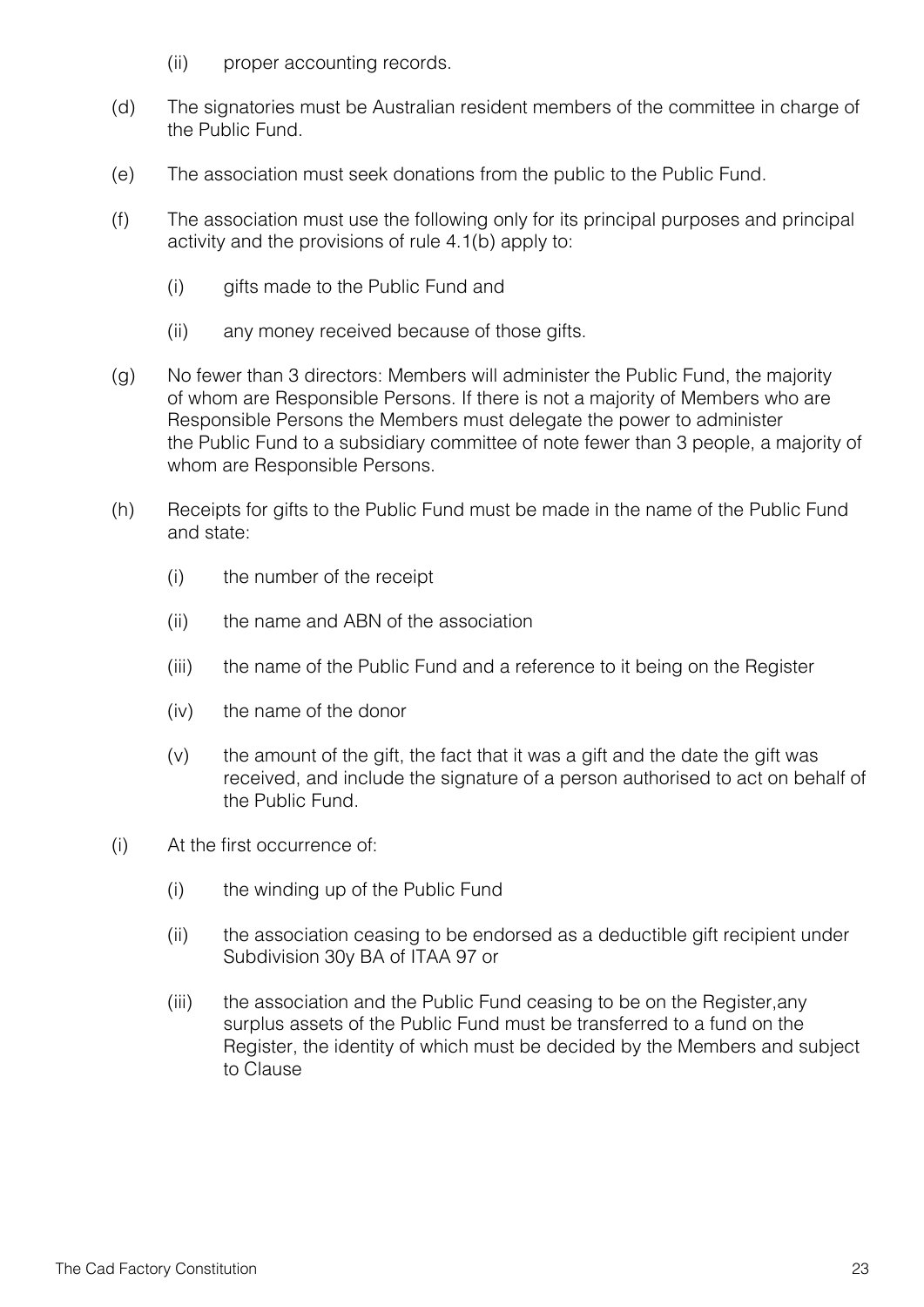(ii) proper accounting records.

(d) The signatories must be Australian resident members of the committee in charge of the Public Fund.

(e) The association must seek donations from the public to the Public Fund.

(f) The association must use the following only for its principal purposes and principal activity and the provisions of rule 4.1(b) apply to:

(i) gifts made to the Public Fund and

(ii) any money received because of those gifts.

(g) No fewer than 3 directors: Members will administer the Public Fund, the majority of whom are Responsible Persons. If there is not a majority of Members who are Responsible Persons the Members must delegate the power to administer the Public Fund to a subsidiary committee of note fewer than 3 people, a majority of whom are Responsible Persons.

(h) Receipts for gifts to the Public Fund must be made in the name of the Public Fund and state:

(i) the number of the receipt

(ii) the name and ABN of the association

(iii) the name of the Public Fund and a reference to it being on the Register

(iv) the name of the donor

(v) the amount of the gift, the fact that it was a gift and the date the gift was received, and include the signature of a person authorised to act on behalf of the Public Fund.

(i) At the first occurrence of:

(i) the winding up of the Public Fund

(ii) the association ceasing to be endorsed as a deductible gift recipient under Subdivision 30y BA of ITAA 97 or

(iii) the association and the Public Fund ceasing to be on the Register,any surplus assets of the Public Fund must be transferred to a fund on the Register, the identity of which must be decided by the Members and subject to Clause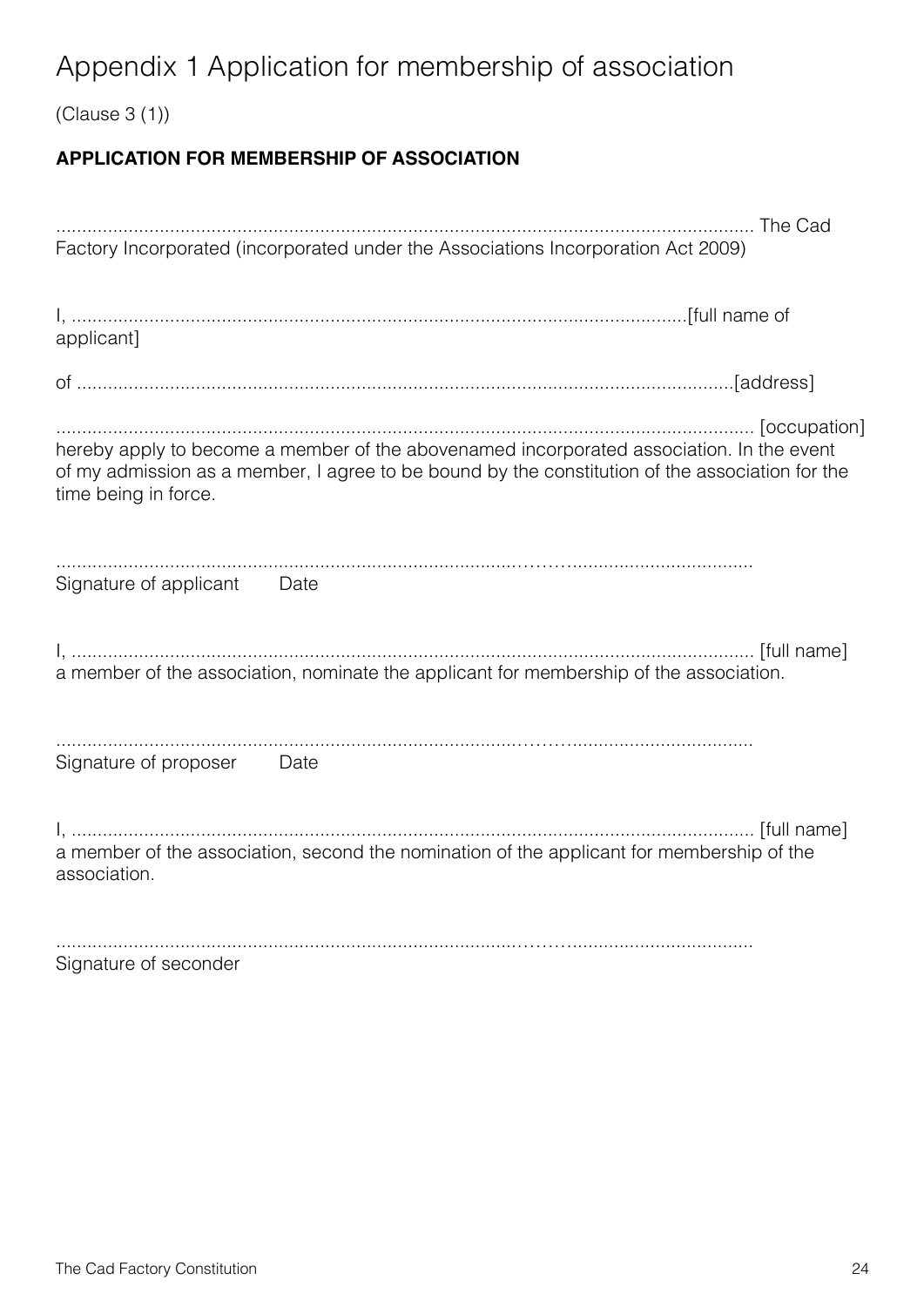# Appendix 1 Application for membership of association

(Clause 3 (1))

**APPLICATION FOR MEMBERSHIP OF ASSOCIATION**

........................................................................................................................................ The Cad Factory Incorporated (incorporated under the Associations Incorporation Act 2009)

I, .....................................................................................................................[full name of applicant]

of ..............................................................................................................................[address]

........................................................................................................................................ [occupation]
hereby apply to become a member of the abovenamed incorporated association. In the event of my admission as a member, I agree to be bound by the constitution of the association for the time being in force.

........................................................................................................................................
Signature of applicant Date

I, .................................................................................................................................... [full name]
a member of the association, nominate the applicant for membership of the association.

........................................................................................................................................
Signature of proposer Date

I, .................................................................................................................................... [full name]
a member of the association, second the nomination of the applicant for membership of the association.

........................................................................................................................................
Signature of seconder